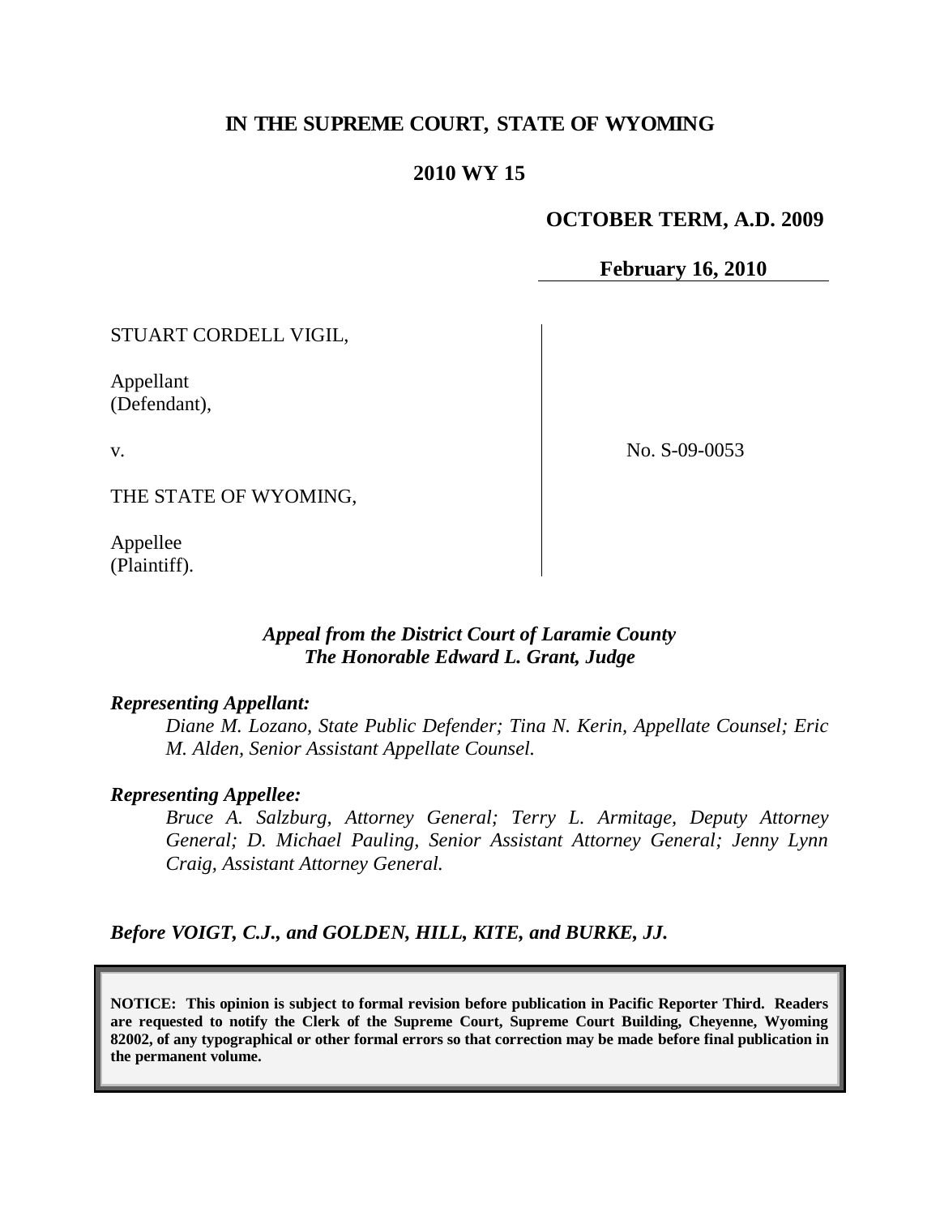# IN THE SUPREME COURT, STATE OF WYOMING

## 2010 WY 15

**OCTOBER TERM, A.D. 2009**

**February 16, 2010**

STUART CORDELL VIGIL,

Appellant
(Defendant),

v.

THE STATE OF WYOMING,

Appellee
(Plaintiff).

No. S-09-0053

***Appeal from the District Court of Laramie County***
***The Honorable Edward L. Grant, Judge***

***Representing Appellant:***

*Diane M. Lozano, State Public Defender; Tina N. Kerin, Appellate Counsel; Eric M. Alden, Senior Assistant Appellate Counsel.*

***Representing Appellee:***

*Bruce A. Salzburg, Attorney General; Terry L. Armitage, Deputy Attorney General; D. Michael Pauling, Senior Assistant Attorney General; Jenny Lynn Craig, Assistant Attorney General.*

***Before VOIGT, C.J., and GOLDEN, HILL, KITE, and BURKE, JJ.***

**NOTICE: This opinion is subject to formal revision before publication in Pacific Reporter Third. Readers are requested to notify the Clerk of the Supreme Court, Supreme Court Building, Cheyenne, Wyoming 82002, of any typographical or other formal errors so that correction may be made before final publication in the permanent volume.**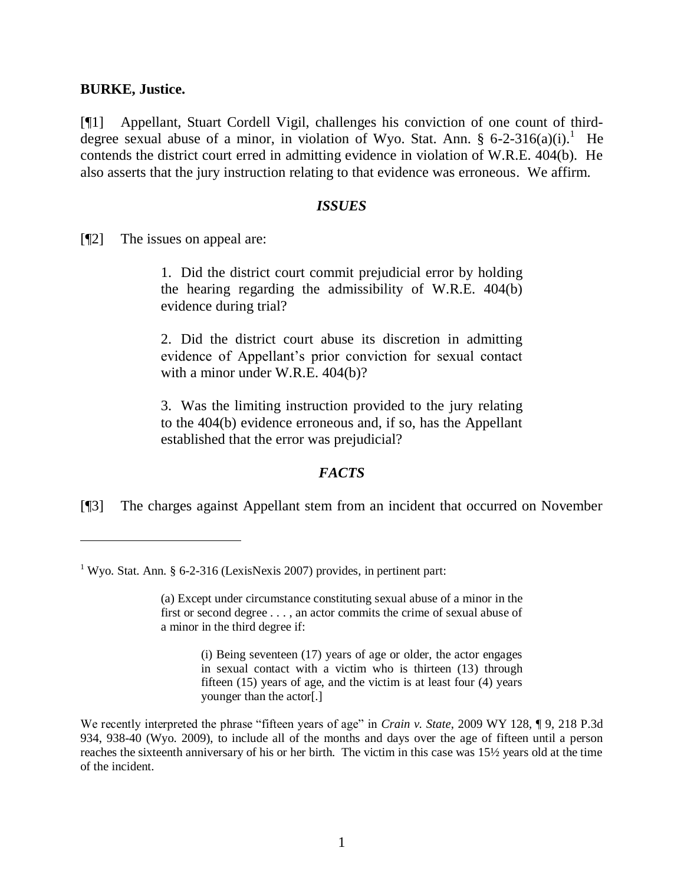**BURKE, Justice.**

[¶1] Appellant, Stuart Cordell Vigil, challenges his conviction of one count of third-degree sexual abuse of a minor, in violation of Wyo. Stat. Ann. § 6-2-316(a)(i).[1] He contends the district court erred in admitting evidence in violation of W.R.E. 404(b). He also asserts that the jury instruction relating to that evidence was erroneous. We affirm.

### *ISSUES*

[¶2] The issues on appeal are:

> 1. Did the district court commit prejudicial error by holding the hearing regarding the admissibility of W.R.E. 404(b) evidence during trial?
>
> 2. Did the district court abuse its discretion in admitting evidence of Appellant's prior conviction for sexual contact with a minor under W.R.E. 404(b)?
>
> 3. Was the limiting instruction provided to the jury relating to the 404(b) evidence erroneous and, if so, has the Appellant established that the error was prejudicial?

### *FACTS*

[¶3] The charges against Appellant stem from an incident that occurred on November

---

[1] Wyo. Stat. Ann. § 6-2-316 (LexisNexis 2007) provides, in pertinent part:

> (a) Except under circumstance constituting sexual abuse of a minor in the first or second degree . . . , an actor commits the crime of sexual abuse of a minor in the third degree if:
>
> > (i) Being seventeen (17) years of age or older, the actor engages in sexual contact with a victim who is thirteen (13) through fifteen (15) years of age, and the victim is at least four (4) years younger than the actor[.]

We recently interpreted the phrase "fifteen years of age" in *Crain v. State*, 2009 WY 128, ¶ 9, 218 P.3d 934, 938-40 (Wyo. 2009), to include all of the months and days over the age of fifteen until a person reaches the sixteenth anniversary of his or her birth. The victim in this case was 15½ years old at the time of the incident.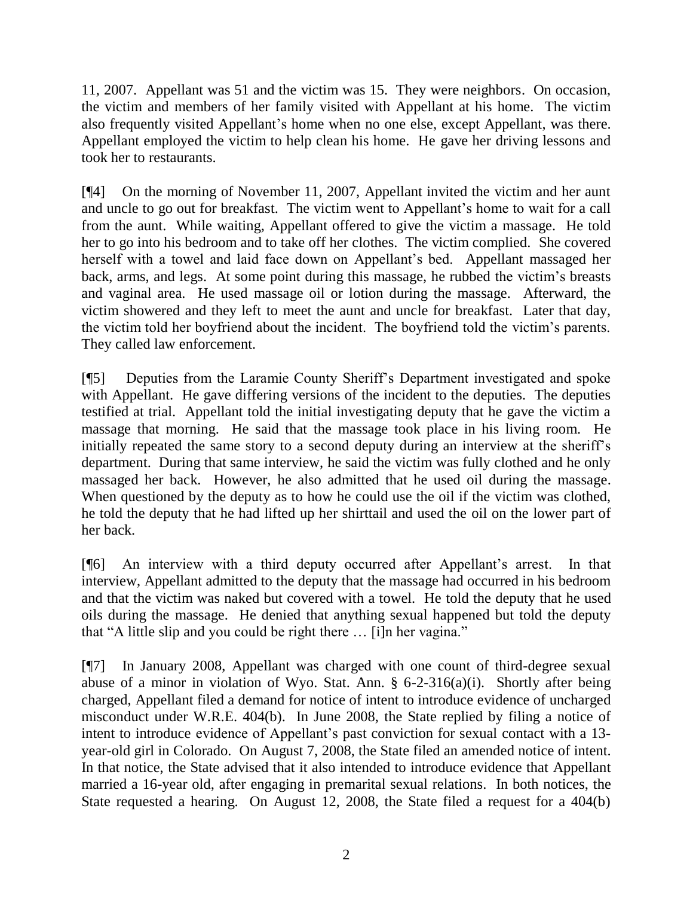11, 2007. Appellant was 51 and the victim was 15. They were neighbors. On occasion, the victim and members of her family visited with Appellant at his home. The victim also frequently visited Appellant's home when no one else, except Appellant, was there. Appellant employed the victim to help clean his home. He gave her driving lessons and took her to restaurants.

[¶4] On the morning of November 11, 2007, Appellant invited the victim and her aunt and uncle to go out for breakfast. The victim went to Appellant's home to wait for a call from the aunt. While waiting, Appellant offered to give the victim a massage. He told her to go into his bedroom and to take off her clothes. The victim complied. She covered herself with a towel and laid face down on Appellant's bed. Appellant massaged her back, arms, and legs. At some point during this massage, he rubbed the victim's breasts and vaginal area. He used massage oil or lotion during the massage. Afterward, the victim showered and they left to meet the aunt and uncle for breakfast. Later that day, the victim told her boyfriend about the incident. The boyfriend told the victim's parents. They called law enforcement.

[¶5] Deputies from the Laramie County Sheriff's Department investigated and spoke with Appellant. He gave differing versions of the incident to the deputies. The deputies testified at trial. Appellant told the initial investigating deputy that he gave the victim a massage that morning. He said that the massage took place in his living room. He initially repeated the same story to a second deputy during an interview at the sheriff's department. During that same interview, he said the victim was fully clothed and he only massaged her back. However, he also admitted that he used oil during the massage. When questioned by the deputy as to how he could use the oil if the victim was clothed, he told the deputy that he had lifted up her shirttail and used the oil on the lower part of her back.

[¶6] An interview with a third deputy occurred after Appellant's arrest. In that interview, Appellant admitted to the deputy that the massage had occurred in his bedroom and that the victim was naked but covered with a towel. He told the deputy that he used oils during the massage. He denied that anything sexual happened but told the deputy that "A little slip and you could be right there … [i]n her vagina."

[¶7] In January 2008, Appellant was charged with one count of third-degree sexual abuse of a minor in violation of Wyo. Stat. Ann. § 6-2-316(a)(i). Shortly after being charged, Appellant filed a demand for notice of intent to introduce evidence of uncharged misconduct under W.R.E. 404(b). In June 2008, the State replied by filing a notice of intent to introduce evidence of Appellant's past conviction for sexual contact with a 13-year-old girl in Colorado. On August 7, 2008, the State filed an amended notice of intent. In that notice, the State advised that it also intended to introduce evidence that Appellant married a 16-year old, after engaging in premarital sexual relations. In both notices, the State requested a hearing. On August 12, 2008, the State filed a request for a 404(b)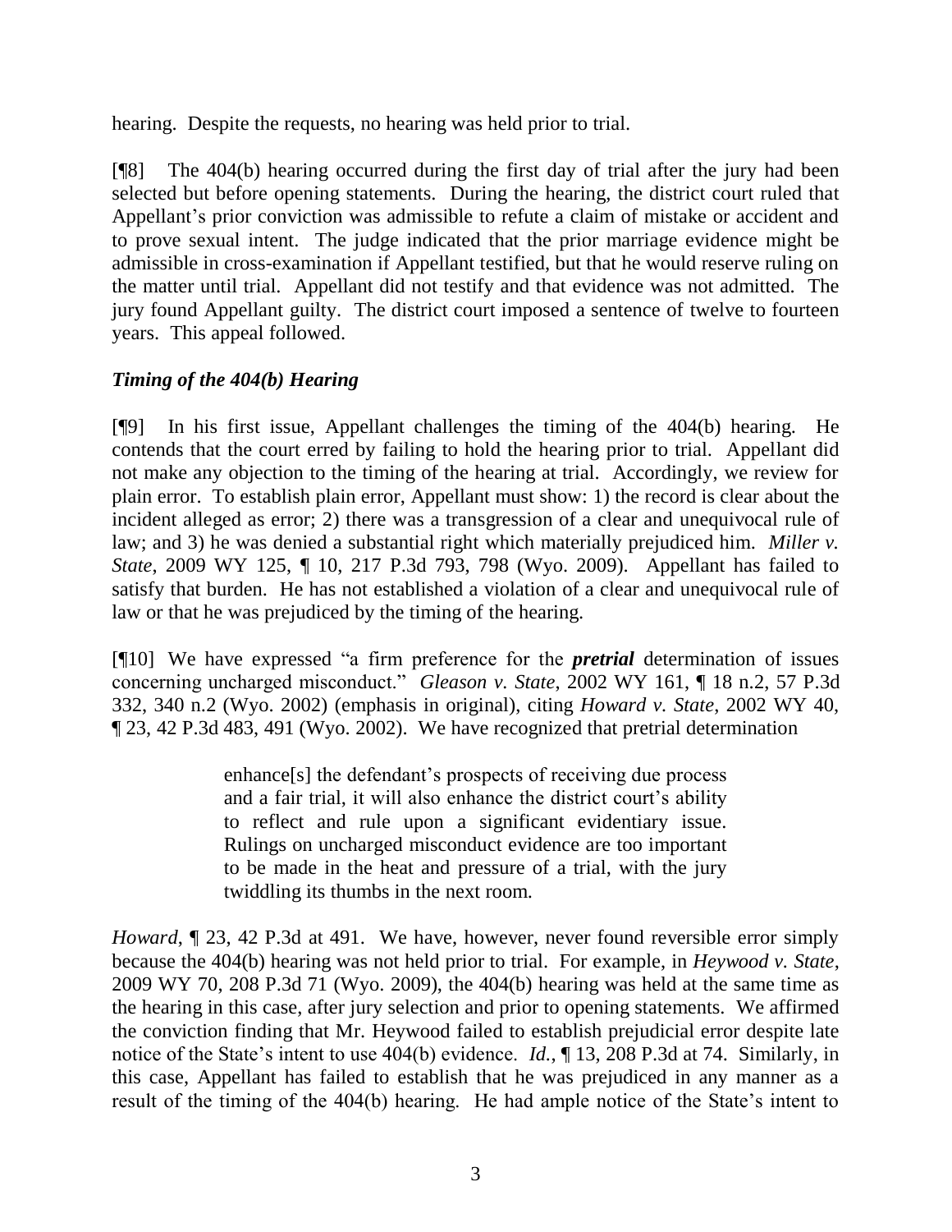hearing. Despite the requests, no hearing was held prior to trial.

[¶8] The 404(b) hearing occurred during the first day of trial after the jury had been selected but before opening statements. During the hearing, the district court ruled that Appellant's prior conviction was admissible to refute a claim of mistake or accident and to prove sexual intent. The judge indicated that the prior marriage evidence might be admissible in cross-examination if Appellant testified, but that he would reserve ruling on the matter until trial. Appellant did not testify and that evidence was not admitted. The jury found Appellant guilty. The district court imposed a sentence of twelve to fourteen years. This appeal followed.

### *Timing of the 404(b) Hearing*

[¶9] In his first issue, Appellant challenges the timing of the 404(b) hearing. He contends that the court erred by failing to hold the hearing prior to trial. Appellant did not make any objection to the timing of the hearing at trial. Accordingly, we review for plain error. To establish plain error, Appellant must show: 1) the record is clear about the incident alleged as error; 2) there was a transgression of a clear and unequivocal rule of law; and 3) he was denied a substantial right which materially prejudiced him. *Miller v. State*, 2009 WY 125, ¶ 10, 217 P.3d 793, 798 (Wyo. 2009). Appellant has failed to satisfy that burden. He has not established a violation of a clear and unequivocal rule of law or that he was prejudiced by the timing of the hearing.

[¶10] We have expressed "a firm preference for the ***pretrial*** determination of issues concerning uncharged misconduct." *Gleason v. State*, 2002 WY 161, ¶ 18 n.2, 57 P.3d 332, 340 n.2 (Wyo. 2002) (emphasis in original), citing *Howard v. State*, 2002 WY 40, ¶ 23, 42 P.3d 483, 491 (Wyo. 2002). We have recognized that pretrial determination

> enhance[s] the defendant's prospects of receiving due process and a fair trial, it will also enhance the district court's ability to reflect and rule upon a significant evidentiary issue. Rulings on uncharged misconduct evidence are too important to be made in the heat and pressure of a trial, with the jury twiddling its thumbs in the next room.

*Howard*, ¶ 23, 42 P.3d at 491. We have, however, never found reversible error simply because the 404(b) hearing was not held prior to trial. For example, in *Heywood v. State*, 2009 WY 70, 208 P.3d 71 (Wyo. 2009), the 404(b) hearing was held at the same time as the hearing in this case, after jury selection and prior to opening statements. We affirmed the conviction finding that Mr. Heywood failed to establish prejudicial error despite late notice of the State's intent to use 404(b) evidence. *Id.*, ¶ 13, 208 P.3d at 74. Similarly, in this case, Appellant has failed to establish that he was prejudiced in any manner as a result of the timing of the 404(b) hearing. He had ample notice of the State's intent to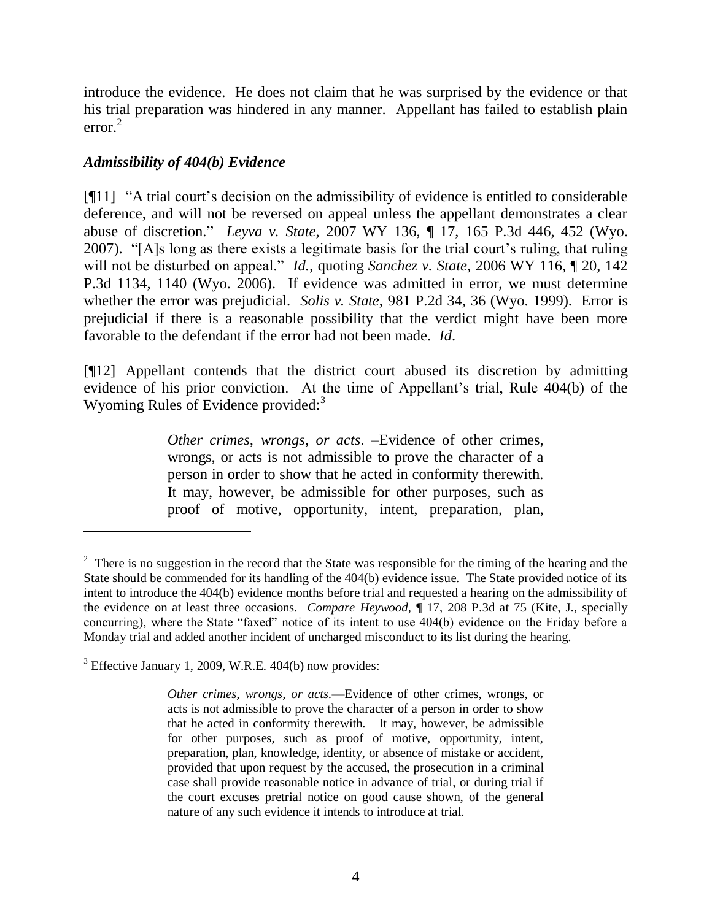introduce the evidence. He does not claim that he was surprised by the evidence or that his trial preparation was hindered in any manner. Appellant has failed to establish plain error.[2]

### *Admissibility of 404(b) Evidence*

[¶11] "A trial court's decision on the admissibility of evidence is entitled to considerable deference, and will not be reversed on appeal unless the appellant demonstrates a clear abuse of discretion." *Leyva v. State*, 2007 WY 136, ¶ 17, 165 P.3d 446, 452 (Wyo. 2007). "[A]s long as there exists a legitimate basis for the trial court's ruling, that ruling will not be disturbed on appeal." *Id.*, quoting *Sanchez v. State*, 2006 WY 116, ¶ 20, 142 P.3d 1134, 1140 (Wyo. 2006). If evidence was admitted in error, we must determine whether the error was prejudicial. *Solis v. State*, 981 P.2d 34, 36 (Wyo. 1999). Error is prejudicial if there is a reasonable possibility that the verdict might have been more favorable to the defendant if the error had not been made. *Id*.

[¶12] Appellant contends that the district court abused its discretion by admitting evidence of his prior conviction. At the time of Appellant's trial, Rule 404(b) of the Wyoming Rules of Evidence provided:[3]

> *Other crimes, wrongs, or acts*. –Evidence of other crimes, wrongs, or acts is not admissible to prove the character of a person in order to show that he acted in conformity therewith. It may, however, be admissible for other purposes, such as proof of motive, opportunity, intent, preparation, plan,

---

[2] There is no suggestion in the record that the State was responsible for the timing of the hearing and the State should be commended for its handling of the 404(b) evidence issue. The State provided notice of its intent to introduce the 404(b) evidence months before trial and requested a hearing on the admissibility of the evidence on at least three occasions. *Compare Heywood*, ¶ 17, 208 P.3d at 75 (Kite, J., specially concurring), where the State "faxed" notice of its intent to use 404(b) evidence on the Friday before a Monday trial and added another incident of uncharged misconduct to its list during the hearing.

[3] Effective January 1, 2009, W.R.E. 404(b) now provides:

> *Other crimes, wrongs, or acts.*—Evidence of other crimes, wrongs, or acts is not admissible to prove the character of a person in order to show that he acted in conformity therewith. It may, however, be admissible for other purposes, such as proof of motive, opportunity, intent, preparation, plan, knowledge, identity, or absence of mistake or accident, provided that upon request by the accused, the prosecution in a criminal case shall provide reasonable notice in advance of trial, or during trial if the court excuses pretrial notice on good cause shown, of the general nature of any such evidence it intends to introduce at trial.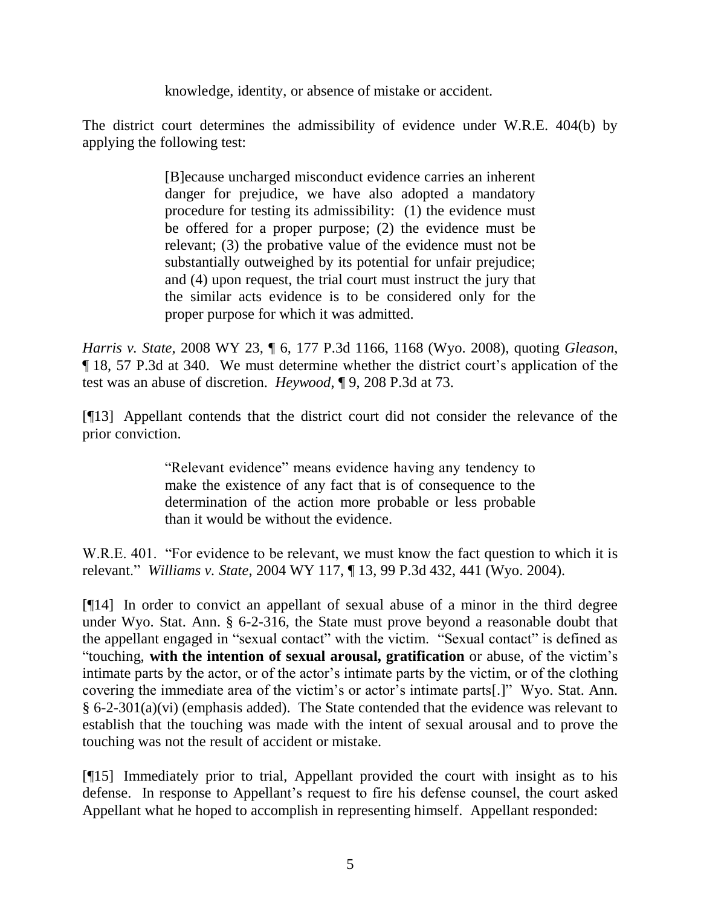knowledge, identity, or absence of mistake or accident.

The district court determines the admissibility of evidence under W.R.E. 404(b) by applying the following test:

> [B]ecause uncharged misconduct evidence carries an inherent danger for prejudice, we have also adopted a mandatory procedure for testing its admissibility: (1) the evidence must be offered for a proper purpose; (2) the evidence must be relevant; (3) the probative value of the evidence must not be substantially outweighed by its potential for unfair prejudice; and (4) upon request, the trial court must instruct the jury that the similar acts evidence is to be considered only for the proper purpose for which it was admitted.

*Harris v. State*, 2008 WY 23, ¶ 6, 177 P.3d 1166, 1168 (Wyo. 2008), quoting *Gleason*, ¶ 18, 57 P.3d at 340. We must determine whether the district court's application of the test was an abuse of discretion. *Heywood*, ¶ 9, 208 P.3d at 73.

[¶13] Appellant contends that the district court did not consider the relevance of the prior conviction.

> "Relevant evidence" means evidence having any tendency to make the existence of any fact that is of consequence to the determination of the action more probable or less probable than it would be without the evidence.

W.R.E. 401. "For evidence to be relevant, we must know the fact question to which it is relevant." *Williams v. State*, 2004 WY 117, ¶ 13, 99 P.3d 432, 441 (Wyo. 2004).

[¶14] In order to convict an appellant of sexual abuse of a minor in the third degree under Wyo. Stat. Ann. § 6-2-316, the State must prove beyond a reasonable doubt that the appellant engaged in "sexual contact" with the victim. "Sexual contact" is defined as "touching, **with the intention of sexual arousal, gratification** or abuse, of the victim's intimate parts by the actor, or of the actor's intimate parts by the victim, or of the clothing covering the immediate area of the victim's or actor's intimate parts[.]" Wyo. Stat. Ann. § 6-2-301(a)(vi) (emphasis added). The State contended that the evidence was relevant to establish that the touching was made with the intent of sexual arousal and to prove the touching was not the result of accident or mistake.

[¶15] Immediately prior to trial, Appellant provided the court with insight as to his defense. In response to Appellant's request to fire his defense counsel, the court asked Appellant what he hoped to accomplish in representing himself. Appellant responded: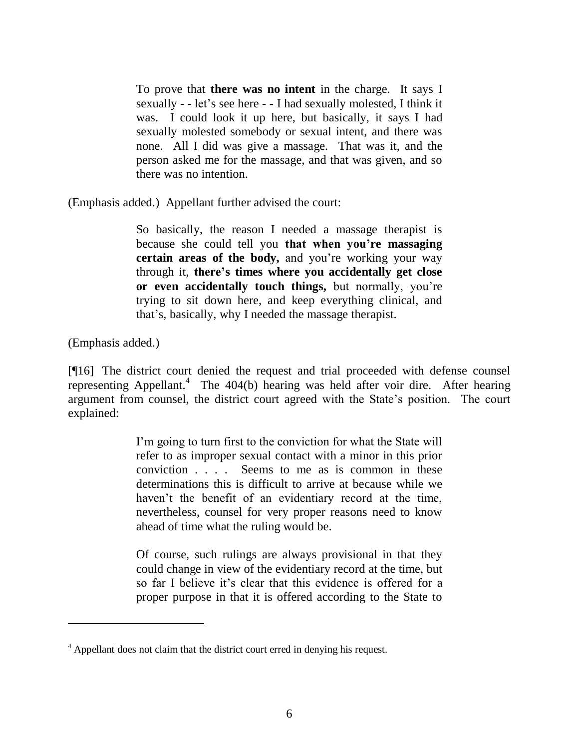> To prove that **there was no intent** in the charge. It says I sexually - - let's see here - - I had sexually molested, I think it was. I could look it up here, but basically, it says I had sexually molested somebody or sexual intent, and there was none. All I did was give a massage. That was it, and the person asked me for the massage, and that was given, and so there was no intention.

(Emphasis added.) Appellant further advised the court:

> So basically, the reason I needed a massage therapist is because she could tell you **that when you're massaging certain areas of the body,** and you're working your way through it, **there's times where you accidentally get close or even accidentally touch things,** but normally, you're trying to sit down here, and keep everything clinical, and that's, basically, why I needed the massage therapist.

(Emphasis added.)

[¶16] The district court denied the request and trial proceeded with defense counsel representing Appellant.[4] The 404(b) hearing was held after voir dire. After hearing argument from counsel, the district court agreed with the State's position. The court explained:

> I'm going to turn first to the conviction for what the State will refer to as improper sexual contact with a minor in this prior conviction . . . . Seems to me as is common in these determinations this is difficult to arrive at because while we haven't the benefit of an evidentiary record at the time, nevertheless, counsel for very proper reasons need to know ahead of time what the ruling would be.
>
> Of course, such rulings are always provisional in that they could change in view of the evidentiary record at the time, but so far I believe it's clear that this evidence is offered for a proper purpose in that it is offered according to the State to

[4] Appellant does not claim that the district court erred in denying his request.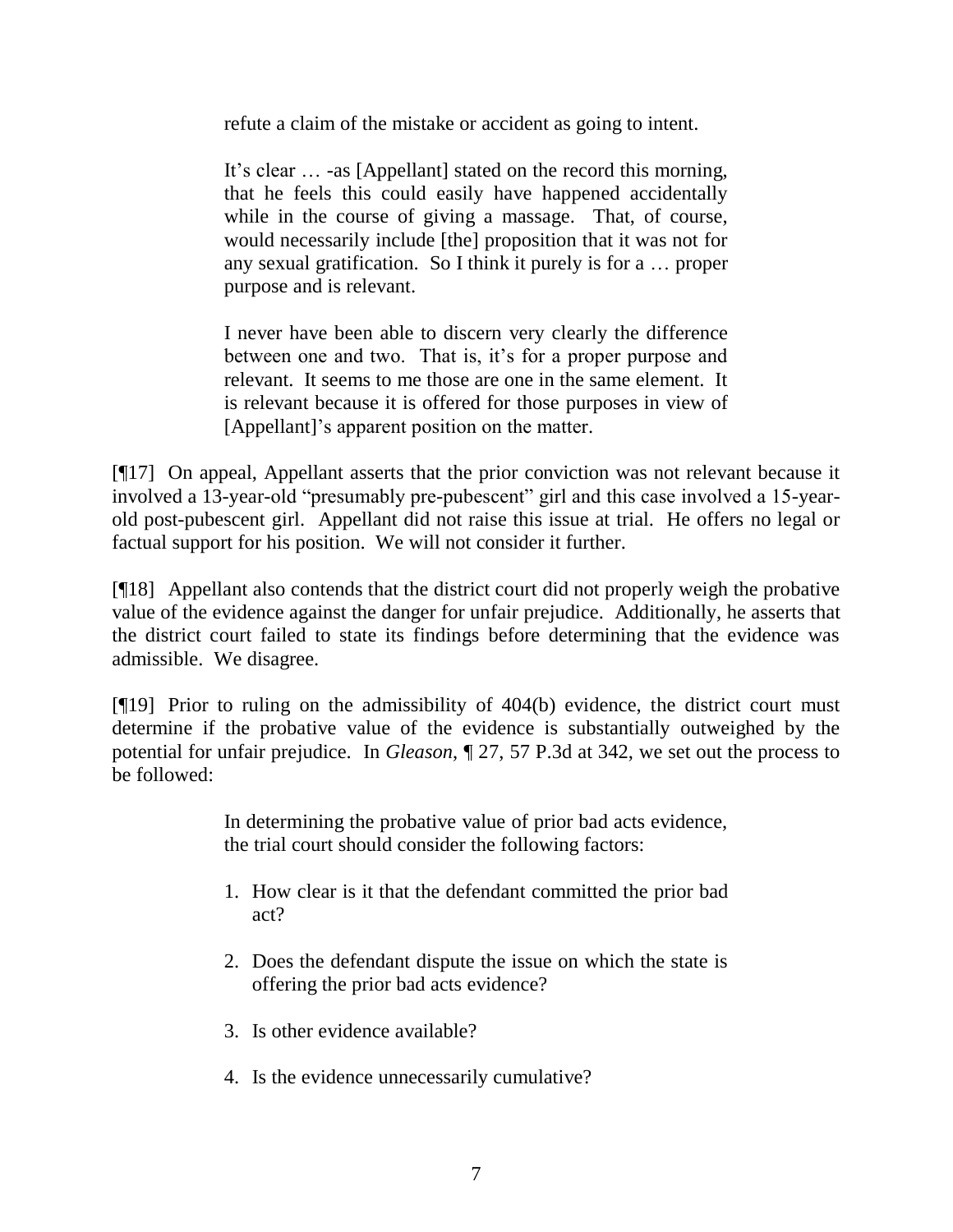> refute a claim of the mistake or accident as going to intent.
>
> It's clear … -as [Appellant] stated on the record this morning, that he feels this could easily have happened accidentally while in the course of giving a massage. That, of course, would necessarily include [the] proposition that it was not for any sexual gratification. So I think it purely is for a … proper purpose and is relevant.
>
> I never have been able to discern very clearly the difference between one and two. That is, it's for a proper purpose and relevant. It seems to me those are one in the same element. It is relevant because it is offered for those purposes in view of [Appellant]'s apparent position on the matter.

[¶17] On appeal, Appellant asserts that the prior conviction was not relevant because it involved a 13-year-old "presumably pre-pubescent" girl and this case involved a 15-year-old post-pubescent girl. Appellant did not raise this issue at trial. He offers no legal or factual support for his position. We will not consider it further.

[¶18] Appellant also contends that the district court did not properly weigh the probative value of the evidence against the danger for unfair prejudice. Additionally, he asserts that the district court failed to state its findings before determining that the evidence was admissible. We disagree.

[¶19] Prior to ruling on the admissibility of 404(b) evidence, the district court must determine if the probative value of the evidence is substantially outweighed by the potential for unfair prejudice. In *Gleason*, ¶ 27, 57 P.3d at 342, we set out the process to be followed:

> In determining the probative value of prior bad acts evidence, the trial court should consider the following factors:
>
> 1. How clear is it that the defendant committed the prior bad act?
>
> 2. Does the defendant dispute the issue on which the state is offering the prior bad acts evidence?
>
> 3. Is other evidence available?
>
> 4. Is the evidence unnecessarily cumulative?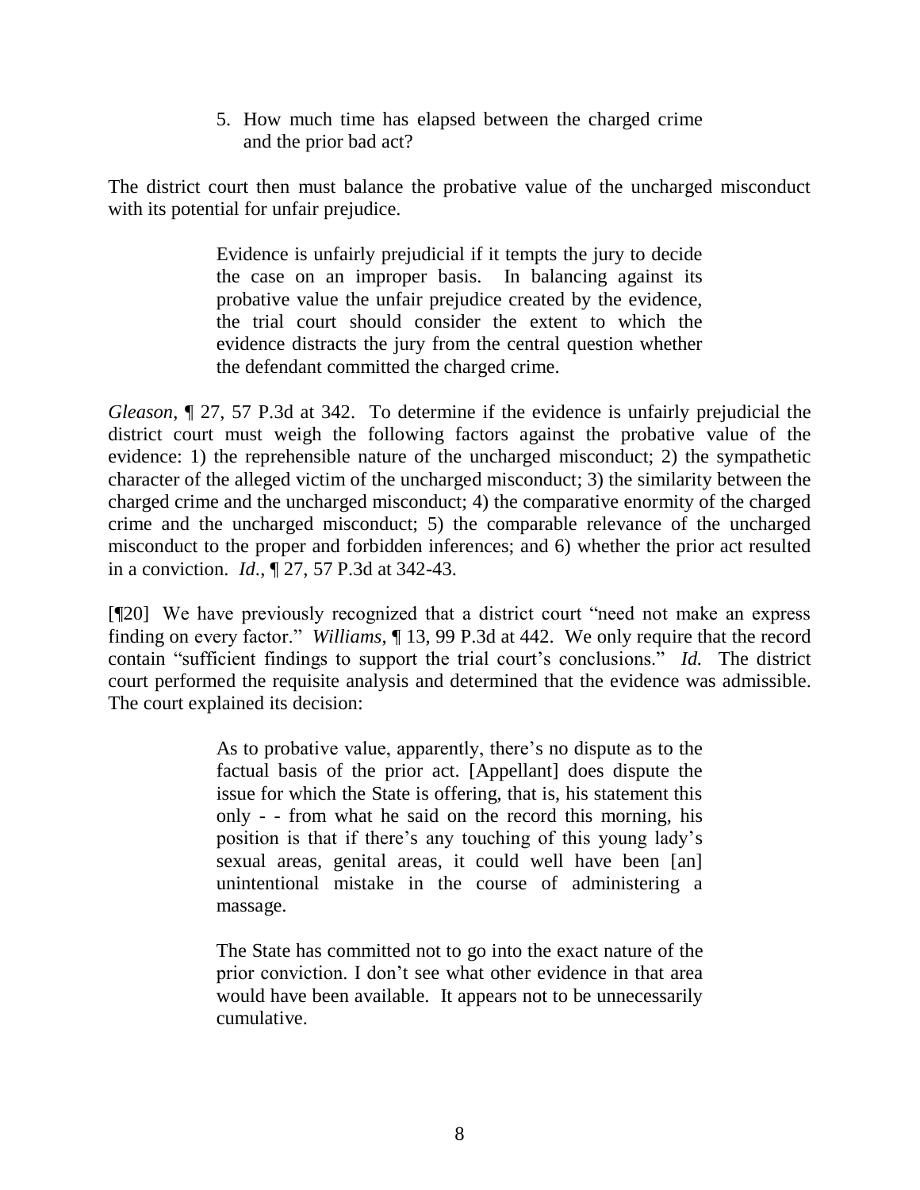> 5. How much time has elapsed between the charged crime and the prior bad act?

The district court then must balance the probative value of the uncharged misconduct with its potential for unfair prejudice.

> Evidence is unfairly prejudicial if it tempts the jury to decide the case on an improper basis. In balancing against its probative value the unfair prejudice created by the evidence, the trial court should consider the extent to which the evidence distracts the jury from the central question whether the defendant committed the charged crime.

*Gleason*, ¶ 27, 57 P.3d at 342. To determine if the evidence is unfairly prejudicial the district court must weigh the following factors against the probative value of the evidence: 1) the reprehensible nature of the uncharged misconduct; 2) the sympathetic character of the alleged victim of the uncharged misconduct; 3) the similarity between the charged crime and the uncharged misconduct; 4) the comparative enormity of the charged crime and the uncharged misconduct; 5) the comparable relevance of the uncharged misconduct to the proper and forbidden inferences; and 6) whether the prior act resulted in a conviction. *Id.*, ¶ 27, 57 P.3d at 342-43.

[¶20] We have previously recognized that a district court "need not make an express finding on every factor." *Williams*, ¶ 13, 99 P.3d at 442. We only require that the record contain "sufficient findings to support the trial court's conclusions." *Id.* The district court performed the requisite analysis and determined that the evidence was admissible. The court explained its decision:

> As to probative value, apparently, there's no dispute as to the factual basis of the prior act. [Appellant] does dispute the issue for which the State is offering, that is, his statement this only - - from what he said on the record this morning, his position is that if there's any touching of this young lady's sexual areas, genital areas, it could well have been [an] unintentional mistake in the course of administering a massage.
>
> The State has committed not to go into the exact nature of the prior conviction. I don't see what other evidence in that area would have been available. It appears not to be unnecessarily cumulative.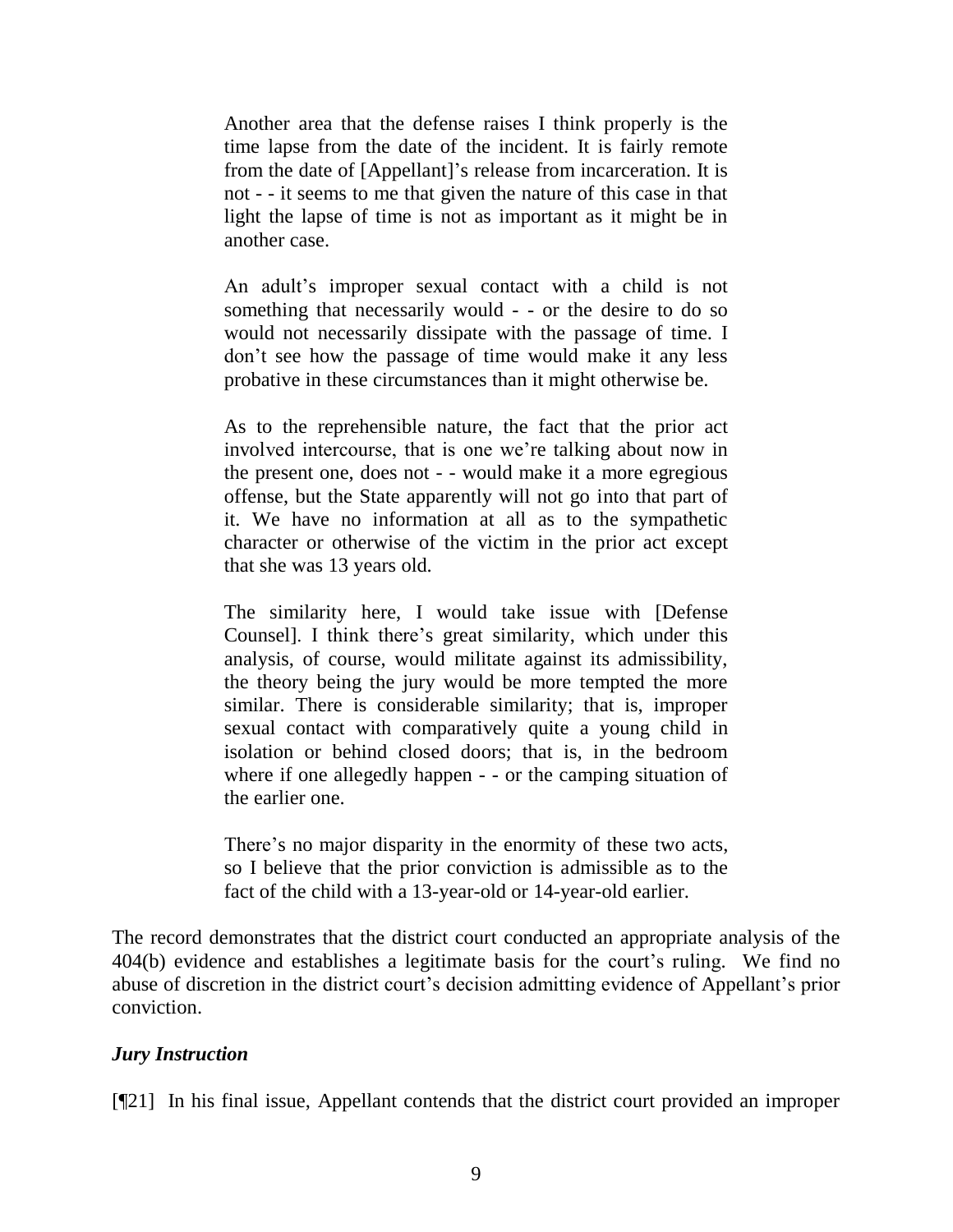> Another area that the defense raises I think properly is the time lapse from the date of the incident. It is fairly remote from the date of [Appellant]'s release from incarceration. It is not - - it seems to me that given the nature of this case in that light the lapse of time is not as important as it might be in another case.
>
> An adult's improper sexual contact with a child is not something that necessarily would - - or the desire to do so would not necessarily dissipate with the passage of time. I don't see how the passage of time would make it any less probative in these circumstances than it might otherwise be.
>
> As to the reprehensible nature, the fact that the prior act involved intercourse, that is one we're talking about now in the present one, does not - - would make it a more egregious offense, but the State apparently will not go into that part of it. We have no information at all as to the sympathetic character or otherwise of the victim in the prior act except that she was 13 years old.
>
> The similarity here, I would take issue with [Defense Counsel]. I think there's great similarity, which under this analysis, of course, would militate against its admissibility, the theory being the jury would be more tempted the more similar. There is considerable similarity; that is, improper sexual contact with comparatively quite a young child in isolation or behind closed doors; that is, in the bedroom where if one allegedly happen - - or the camping situation of the earlier one.
>
> There's no major disparity in the enormity of these two acts, so I believe that the prior conviction is admissible as to the fact of the child with a 13-year-old or 14-year-old earlier.

The record demonstrates that the district court conducted an appropriate analysis of the 404(b) evidence and establishes a legitimate basis for the court's ruling. We find no abuse of discretion in the district court's decision admitting evidence of Appellant's prior conviction.

### *Jury Instruction*

[¶21] In his final issue, Appellant contends that the district court provided an improper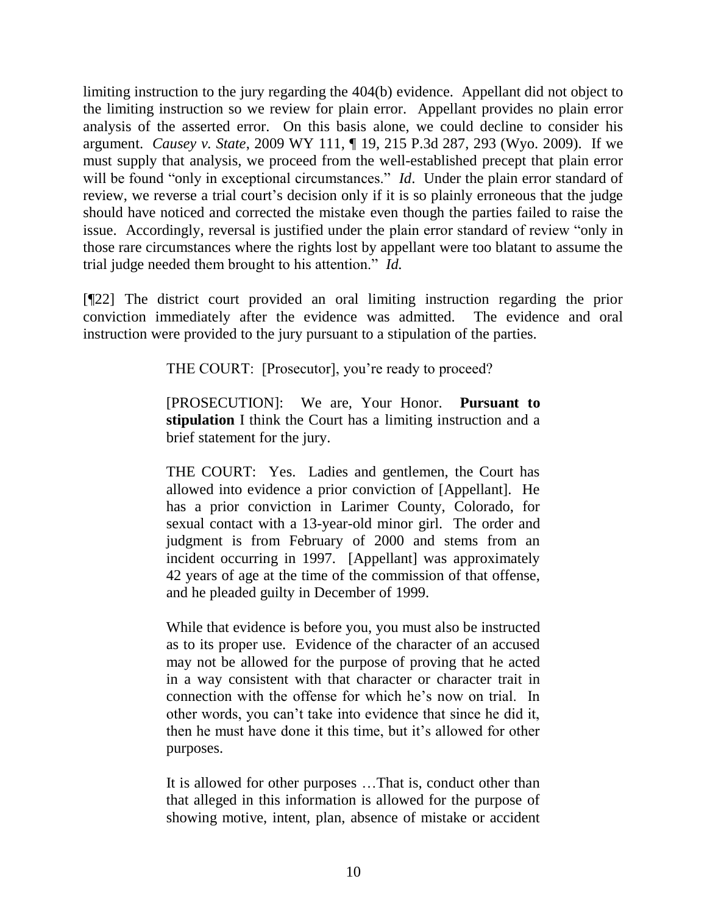limiting instruction to the jury regarding the 404(b) evidence. Appellant did not object to the limiting instruction so we review for plain error. Appellant provides no plain error analysis of the asserted error. On this basis alone, we could decline to consider his argument. *Causey v. State*, 2009 WY 111, ¶ 19, 215 P.3d 287, 293 (Wyo. 2009). If we must supply that analysis, we proceed from the well-established precept that plain error will be found "only in exceptional circumstances." *Id*. Under the plain error standard of review, we reverse a trial court's decision only if it is so plainly erroneous that the judge should have noticed and corrected the mistake even though the parties failed to raise the issue. Accordingly, reversal is justified under the plain error standard of review "only in those rare circumstances where the rights lost by appellant were too blatant to assume the trial judge needed them brought to his attention." *Id.*

[¶22] The district court provided an oral limiting instruction regarding the prior conviction immediately after the evidence was admitted. The evidence and oral instruction were provided to the jury pursuant to a stipulation of the parties.

> THE COURT: [Prosecutor], you're ready to proceed?
>
> [PROSECUTION]: We are, Your Honor. **Pursuant to stipulation** I think the Court has a limiting instruction and a brief statement for the jury.
>
> THE COURT: Yes. Ladies and gentlemen, the Court has allowed into evidence a prior conviction of [Appellant]. He has a prior conviction in Larimer County, Colorado, for sexual contact with a 13-year-old minor girl. The order and judgment is from February of 2000 and stems from an incident occurring in 1997. [Appellant] was approximately 42 years of age at the time of the commission of that offense, and he pleaded guilty in December of 1999.
>
> While that evidence is before you, you must also be instructed as to its proper use. Evidence of the character of an accused may not be allowed for the purpose of proving that he acted in a way consistent with that character or character trait in connection with the offense for which he's now on trial. In other words, you can't take into evidence that since he did it, then he must have done it this time, but it's allowed for other purposes.
>
> It is allowed for other purposes …That is, conduct other than that alleged in this information is allowed for the purpose of showing motive, intent, plan, absence of mistake or accident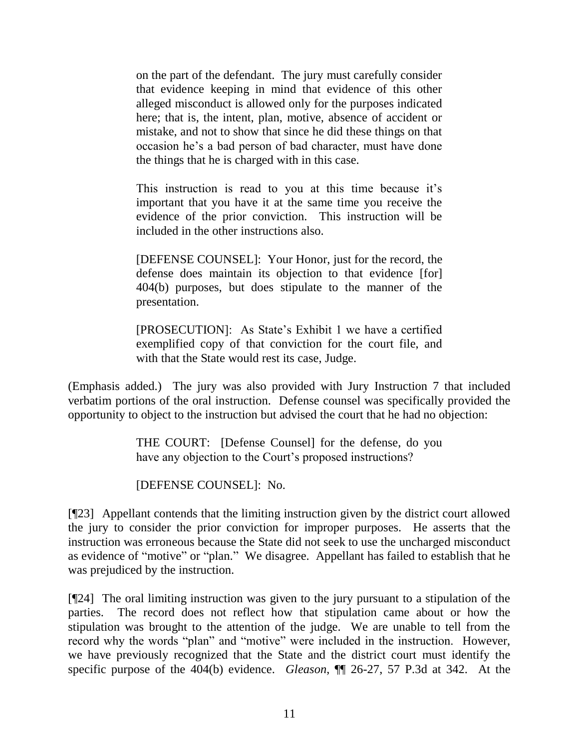> on the part of the defendant. The jury must carefully consider that evidence keeping in mind that evidence of this other alleged misconduct is allowed only for the purposes indicated here; that is, the intent, plan, motive, absence of accident or mistake, and not to show that since he did these things on that occasion he's a bad person of bad character, must have done the things that he is charged with in this case.
>
> This instruction is read to you at this time because it's important that you have it at the same time you receive the evidence of the prior conviction. This instruction will be included in the other instructions also.
>
> [DEFENSE COUNSEL]: Your Honor, just for the record, the defense does maintain its objection to that evidence [for] 404(b) purposes, but does stipulate to the manner of the presentation.
>
> [PROSECUTION]: As State's Exhibit 1 we have a certified exemplified copy of that conviction for the court file, and with that the State would rest its case, Judge.

(Emphasis added.) The jury was also provided with Jury Instruction 7 that included verbatim portions of the oral instruction. Defense counsel was specifically provided the opportunity to object to the instruction but advised the court that he had no objection:

> THE COURT: [Defense Counsel] for the defense, do you have any objection to the Court's proposed instructions?
>
> [DEFENSE COUNSEL]: No.

[¶23] Appellant contends that the limiting instruction given by the district court allowed the jury to consider the prior conviction for improper purposes. He asserts that the instruction was erroneous because the State did not seek to use the uncharged misconduct as evidence of "motive" or "plan." We disagree. Appellant has failed to establish that he was prejudiced by the instruction.

[¶24] The oral limiting instruction was given to the jury pursuant to a stipulation of the parties. The record does not reflect how that stipulation came about or how the stipulation was brought to the attention of the judge. We are unable to tell from the record why the words "plan" and "motive" were included in the instruction. However, we have previously recognized that the State and the district court must identify the specific purpose of the 404(b) evidence. *Gleason*, ¶¶ 26-27, 57 P.3d at 342. At the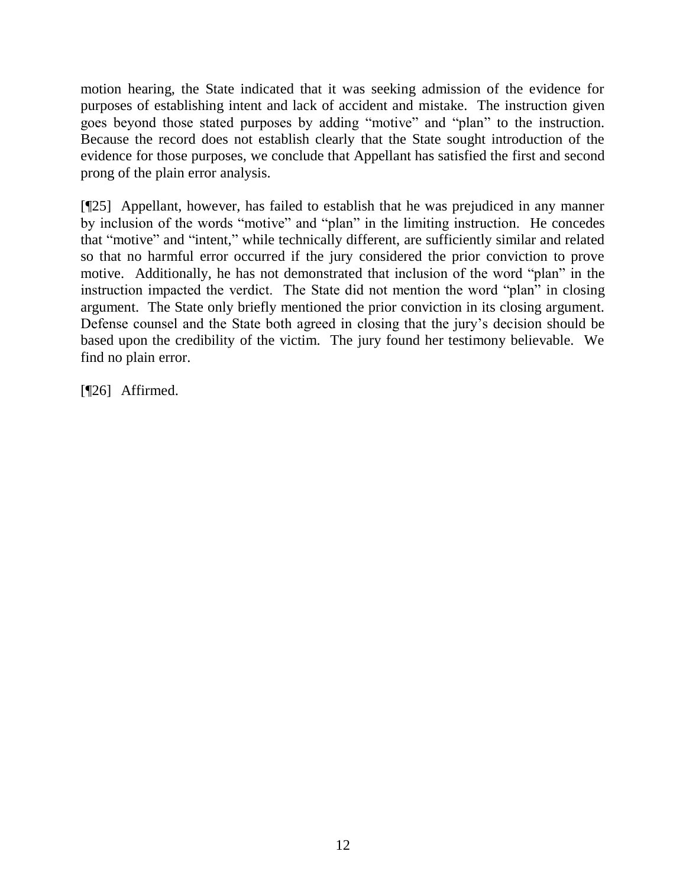motion hearing, the State indicated that it was seeking admission of the evidence for purposes of establishing intent and lack of accident and mistake. The instruction given goes beyond those stated purposes by adding "motive" and "plan" to the instruction. Because the record does not establish clearly that the State sought introduction of the evidence for those purposes, we conclude that Appellant has satisfied the first and second prong of the plain error analysis.

[¶25] Appellant, however, has failed to establish that he was prejudiced in any manner by inclusion of the words "motive" and "plan" in the limiting instruction. He concedes that "motive" and "intent," while technically different, are sufficiently similar and related so that no harmful error occurred if the jury considered the prior conviction to prove motive. Additionally, he has not demonstrated that inclusion of the word "plan" in the instruction impacted the verdict. The State did not mention the word "plan" in closing argument. The State only briefly mentioned the prior conviction in its closing argument. Defense counsel and the State both agreed in closing that the jury's decision should be based upon the credibility of the victim. The jury found her testimony believable. We find no plain error.

[¶26] Affirmed.